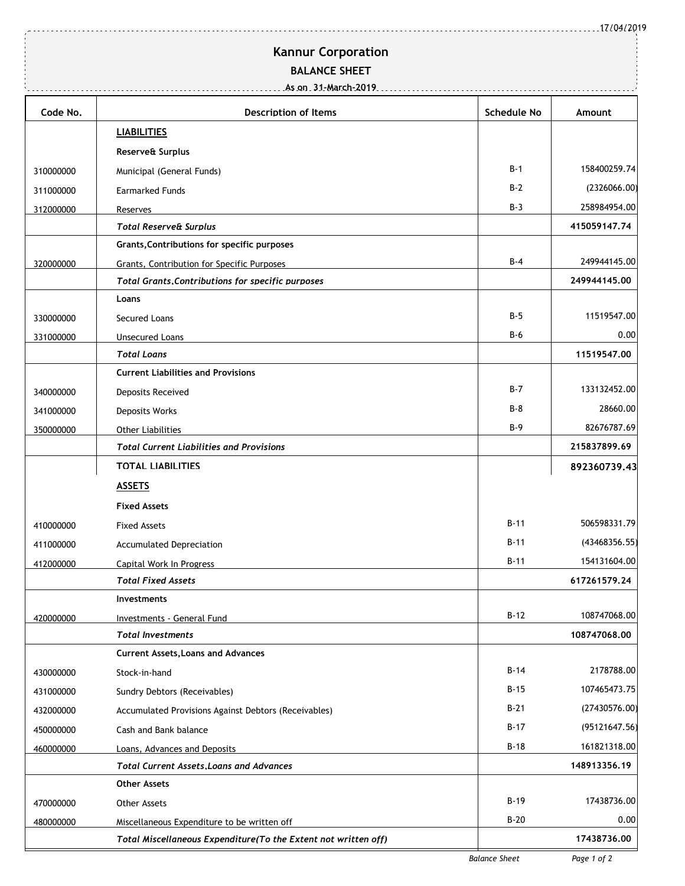# Kannur Corporation

## BALANCE SHEET

**As on 31-March-2019**

| Code No. | Description of Items | Schedule No | Amount |
|---|---|---|---|
| | **LIABILITIES** | | |
| | **Reserve& Surplus** | | |
| 310000000 | Municipal (General Funds) | B-1 | 158400259.74 |
| 311000000 | Earmarked Funds | B-2 | (2326066.00) |
| 312000000 | Reserves | B-3 | 258984954.00 |
| | ***Total Reserve& Surplus*** | | **415059147.74** |
| | **Grants,Contributions for specific purposes** | | |
| 320000000 | Grants, Contribution for Specific Purposes | B-4 | 249944145.00 |
| | ***Total Grants,Contributions for specific purposes*** | | **249944145.00** |
| | **Loans** | | |
| 330000000 | Secured Loans | B-5 | 11519547.00 |
| 331000000 | Unsecured Loans | B-6 | 0.00 |
| | ***Total Loans*** | | **11519547.00** |
| | **Current Liabilities and Provisions** | | |
| 340000000 | Deposits Received | B-7 | 133132452.00 |
| 341000000 | Deposits Works | B-8 | 28660.00 |
| 350000000 | Other Liabilities | B-9 | 82676787.69 |
| | ***Total Current Liabilities and Provisions*** | | **215837899.69** |
| | **TOTAL LIABILITIES** | | **892360739.43** |
| | **ASSETS** | | |
| | **Fixed Assets** | | |
| 410000000 | Fixed Assets | B-11 | 506598331.79 |
| 411000000 | Accumulated Depreciation | B-11 | (43468356.55) |
| 412000000 | Capital Work In Progress | B-11 | 154131604.00 |
| | ***Total Fixed Assets*** | | **617261579.24** |
| | **Investments** | | |
| 420000000 | Investments - General Fund | B-12 | 108747068.00 |
| | ***Total Investments*** | | **108747068.00** |
| | **Current Assets,Loans and Advances** | | |
| 430000000 | Stock-in-hand | B-14 | 2178788.00 |
| 431000000 | Sundry Debtors (Receivables) | B-15 | 107465473.75 |
| 432000000 | Accumulated Provisions Against Debtors (Receivables) | B-21 | (27430576.00) |
| 450000000 | Cash and Bank balance | B-17 | (95121647.56) |
| 460000000 | Loans, Advances and Deposits | B-18 | 161821318.00 |
| | ***Total Current Assets,Loans and Advances*** | | **148913356.19** |
| | **Other Assets** | | |
| 470000000 | Other Assets | B-19 | 17438736.00 |
| 480000000 | Miscellaneous Expenditure to be written off | B-20 | 0.00 |
| | ***Total Miscellaneous Expenditure(To the Extent not written off)*** | | **17438736.00** |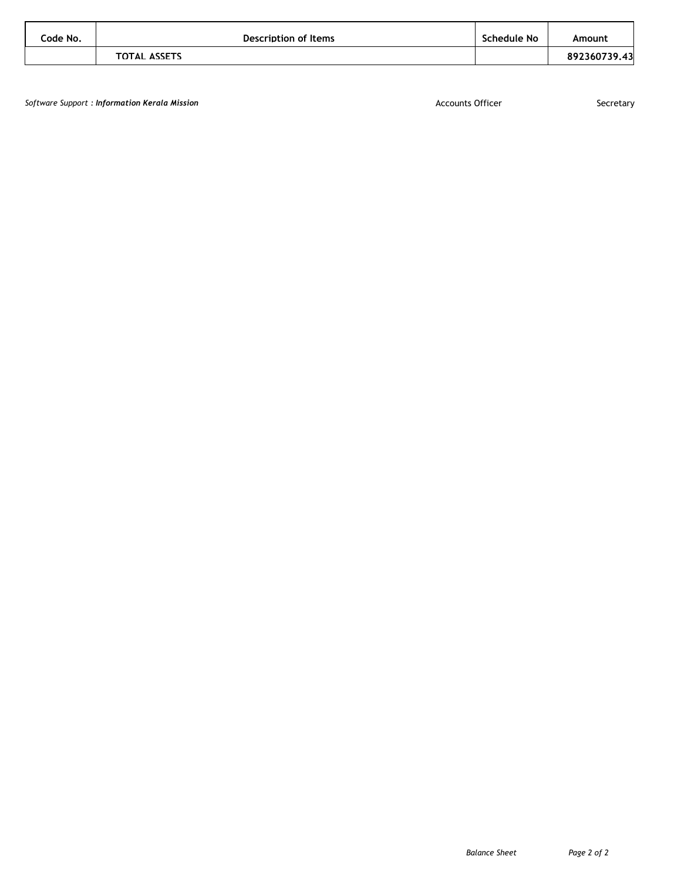| Code No. | Description of Items | Schedule No | Amount |
| --- | --- | --- | --- |
| | **TOTAL ASSETS** | | **892360739.43** |

*Software Support : **Information Kerala Mission***

Accounts Officer

Secretary